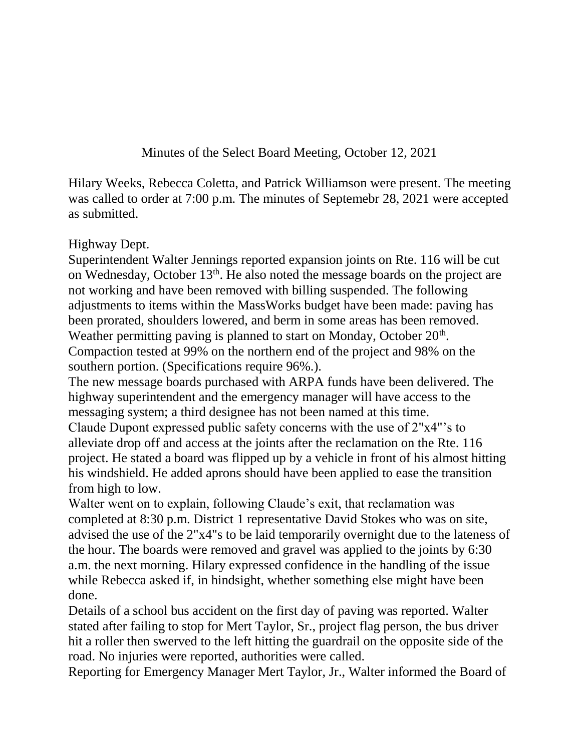# Minutes of the Select Board Meeting, October 12, 2021

Hilary Weeks, Rebecca Coletta, and Patrick Williamson were present. The meeting was called to order at 7:00 p.m. The minutes of Septemebr 28, 2021 were accepted as submitted.

Highway Dept.

Superintendent Walter Jennings reported expansion joints on Rte. 116 will be cut on Wednesday, October 13th. He also noted the message boards on the project are not working and have been removed with billing suspended. The following adjustments to items within the MassWorks budget have been made: paving has been prorated, shoulders lowered, and berm in some areas has been removed. Weather permitting paving is planned to start on Monday, October 20th. Compaction tested at 99% on the northern end of the project and 98% on the southern portion. (Specifications require 96%.).

The new message boards purchased with ARPA funds have been delivered. The highway superintendent and the emergency manager will have access to the messaging system; a third designee has not been named at this time.

Claude Dupont expressed public safety concerns with the use of 2"x4"'s to alleviate drop off and access at the joints after the reclamation on the Rte. 116 project. He stated a board was flipped up by a vehicle in front of his almost hitting his windshield. He added aprons should have been applied to ease the transition from high to low.

Walter went on to explain, following Claude's exit, that reclamation was completed at 8:30 p.m. District 1 representative David Stokes who was on site, advised the use of the 2"x4"s to be laid temporarily overnight due to the lateness of the hour. The boards were removed and gravel was applied to the joints by 6:30 a.m. the next morning. Hilary expressed confidence in the handling of the issue while Rebecca asked if, in hindsight, whether something else might have been done.

Details of a school bus accident on the first day of paving was reported. Walter stated after failing to stop for Mert Taylor, Sr., project flag person, the bus driver hit a roller then swerved to the left hitting the guardrail on the opposite side of the road. No injuries were reported, authorities were called.

Reporting for Emergency Manager Mert Taylor, Jr., Walter informed the Board of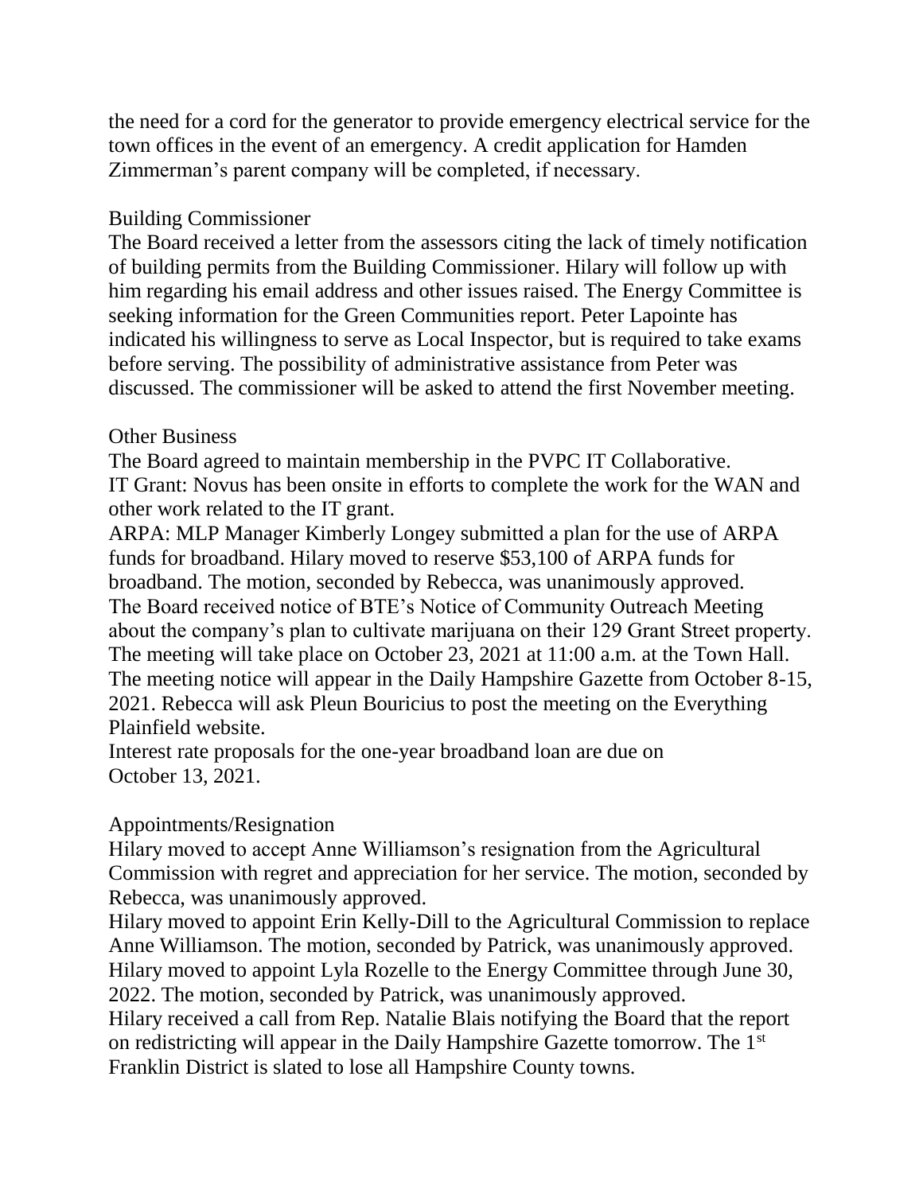the need for a cord for the generator to provide emergency electrical service for the town offices in the event of an emergency. A credit application for Hamden Zimmerman's parent company will be completed, if necessary.

## Building Commissioner

The Board received a letter from the assessors citing the lack of timely notification of building permits from the Building Commissioner. Hilary will follow up with him regarding his email address and other issues raised. The Energy Committee is seeking information for the Green Communities report. Peter Lapointe has indicated his willingness to serve as Local Inspector, but is required to take exams before serving. The possibility of administrative assistance from Peter was discussed. The commissioner will be asked to attend the first November meeting.

## Other Business

The Board agreed to maintain membership in the PVPC IT Collaborative.
IT Grant: Novus has been onsite in efforts to complete the work for the WAN and other work related to the IT grant.
ARPA: MLP Manager Kimberly Longey submitted a plan for the use of ARPA funds for broadband. Hilary moved to reserve $53,100 of ARPA funds for broadband. The motion, seconded by Rebecca, was unanimously approved.
The Board received notice of BTE's Notice of Community Outreach Meeting about the company's plan to cultivate marijuana on their 129 Grant Street property. The meeting will take place on October 23, 2021 at 11:00 a.m. at the Town Hall. The meeting notice will appear in the Daily Hampshire Gazette from October 8-15, 2021. Rebecca will ask Pleun Bouricius to post the meeting on the Everything Plainfield website.
Interest rate proposals for the one-year broadband loan are due on October 13, 2021.

## Appointments/Resignation

Hilary moved to accept Anne Williamson's resignation from the Agricultural Commission with regret and appreciation for her service. The motion, seconded by Rebecca, was unanimously approved.
Hilary moved to appoint Erin Kelly-Dill to the Agricultural Commission to replace Anne Williamson. The motion, seconded by Patrick, was unanimously approved.
Hilary moved to appoint Lyla Rozelle to the Energy Committee through June 30, 2022. The motion, seconded by Patrick, was unanimously approved.
Hilary received a call from Rep. Natalie Blais notifying the Board that the report on redistricting will appear in the Daily Hampshire Gazette tomorrow. The 1st Franklin District is slated to lose all Hampshire County towns.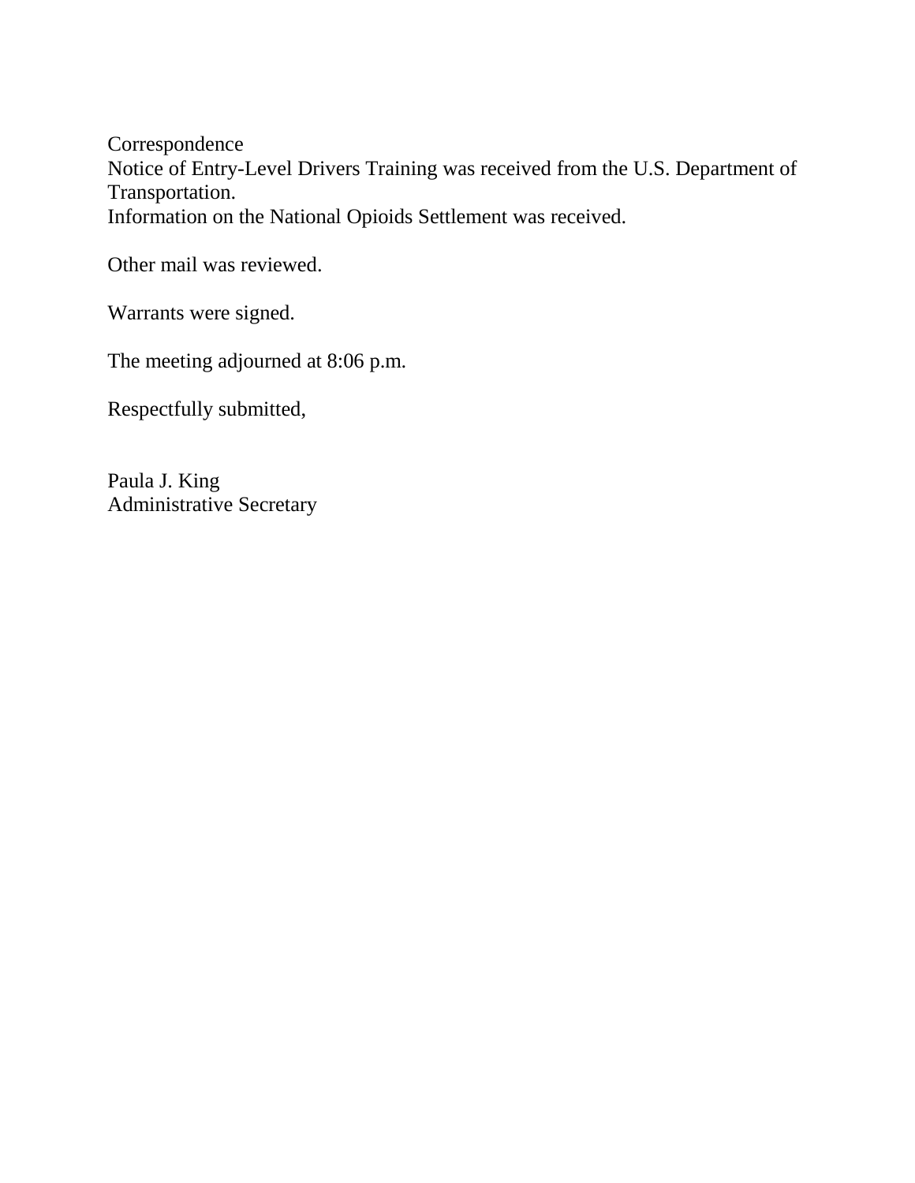Correspondence
Notice of Entry-Level Drivers Training was received from the U.S. Department of Transportation.
Information on the National Opioids Settlement was received.

Other mail was reviewed.

Warrants were signed.

The meeting adjourned at 8:06 p.m.

Respectfully submitted,

Paula J. King
Administrative Secretary